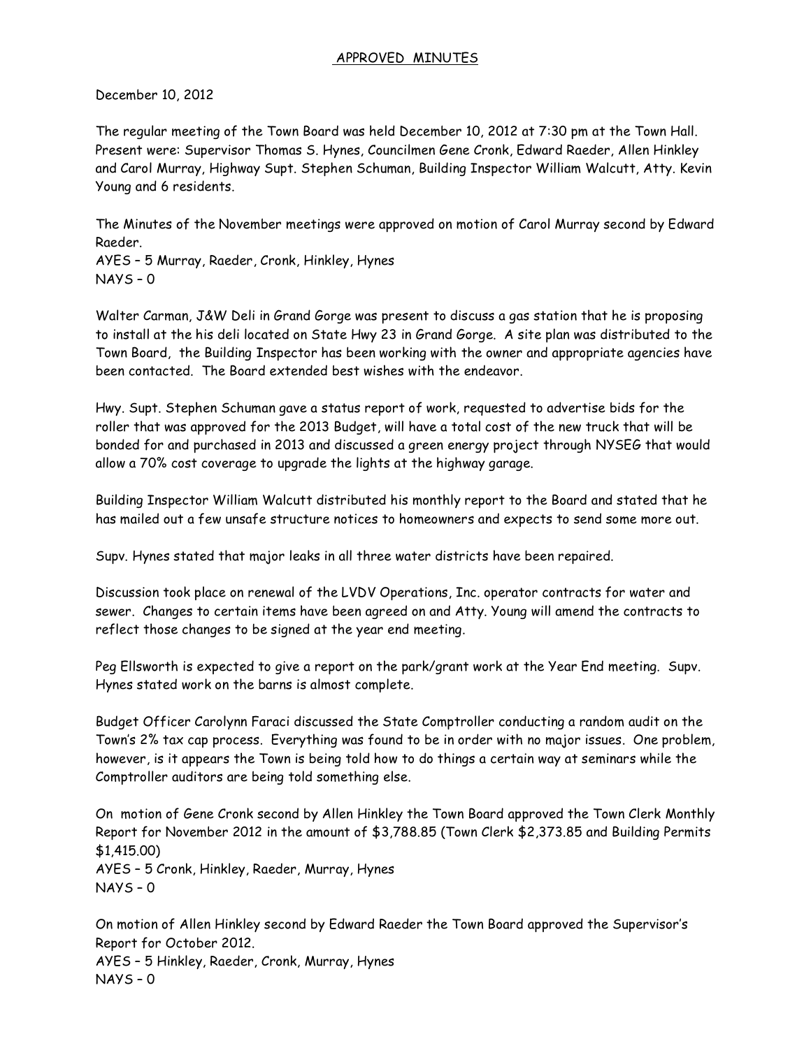# APPROVED MINUTES

December 10, 2012

The regular meeting of the Town Board was held December 10, 2012 at 7:30 pm at the Town Hall. Present were: Supervisor Thomas S. Hynes, Councilmen Gene Cronk, Edward Raeder, Allen Hinkley and Carol Murray, Highway Supt. Stephen Schuman, Building Inspector William Walcutt, Atty. Kevin Young and 6 residents.

The Minutes of the November meetings were approved on motion of Carol Murray second by Edward Raeder.
AYES – 5 Murray, Raeder, Cronk, Hinkley, Hynes
NAYS – 0

Walter Carman, J&W Deli in Grand Gorge was present to discuss a gas station that he is proposing to install at the his deli located on State Hwy 23 in Grand Gorge. A site plan was distributed to the Town Board, the Building Inspector has been working with the owner and appropriate agencies have been contacted. The Board extended best wishes with the endeavor.

Hwy. Supt. Stephen Schuman gave a status report of work, requested to advertise bids for the roller that was approved for the 2013 Budget, will have a total cost of the new truck that will be bonded for and purchased in 2013 and discussed a green energy project through NYSEG that would allow a 70% cost coverage to upgrade the lights at the highway garage.

Building Inspector William Walcutt distributed his monthly report to the Board and stated that he has mailed out a few unsafe structure notices to homeowners and expects to send some more out.

Supv. Hynes stated that major leaks in all three water districts have been repaired.

Discussion took place on renewal of the LVDV Operations, Inc. operator contracts for water and sewer. Changes to certain items have been agreed on and Atty. Young will amend the contracts to reflect those changes to be signed at the year end meeting.

Peg Ellsworth is expected to give a report on the park/grant work at the Year End meeting. Supv. Hynes stated work on the barns is almost complete.

Budget Officer Carolynn Faraci discussed the State Comptroller conducting a random audit on the Town's 2% tax cap process. Everything was found to be in order with no major issues. One problem, however, is it appears the Town is being told how to do things a certain way at seminars while the Comptroller auditors are being told something else.

On motion of Gene Cronk second by Allen Hinkley the Town Board approved the Town Clerk Monthly Report for November 2012 in the amount of $3,788.85 (Town Clerk $2,373.85 and Building Permits $1,415.00)
AYES – 5 Cronk, Hinkley, Raeder, Murray, Hynes
NAYS – 0

On motion of Allen Hinkley second by Edward Raeder the Town Board approved the Supervisor's Report for October 2012.
AYES – 5 Hinkley, Raeder, Cronk, Murray, Hynes
NAYS – 0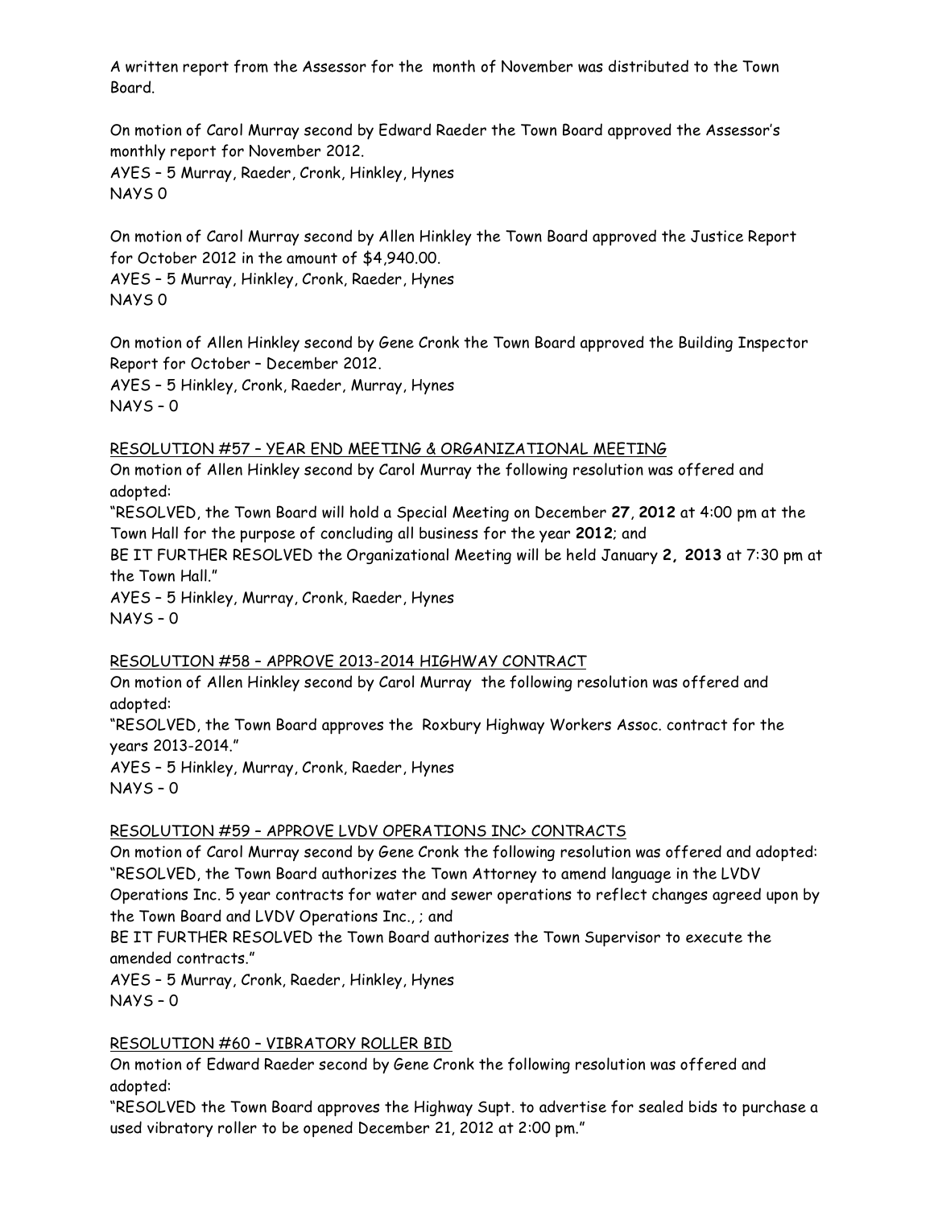A written report from the Assessor for the month of November was distributed to the Town Board.

On motion of Carol Murray second by Edward Raeder the Town Board approved the Assessor's monthly report for November 2012.
AYES – 5 Murray, Raeder, Cronk, Hinkley, Hynes
NAYS 0

On motion of Carol Murray second by Allen Hinkley the Town Board approved the Justice Report for October 2012 in the amount of $4,940.00.
AYES – 5 Murray, Hinkley, Cronk, Raeder, Hynes
NAYS 0

On motion of Allen Hinkley second by Gene Cronk the Town Board approved the Building Inspector Report for October – December 2012.
AYES – 5 Hinkley, Cronk, Raeder, Murray, Hynes
NAYS – 0

RESOLUTION #57 – YEAR END MEETING & ORGANIZATIONAL MEETING

On motion of Allen Hinkley second by Carol Murray the following resolution was offered and adopted:
"RESOLVED, the Town Board will hold a Special Meeting on December **27, 2012** at 4:00 pm at the Town Hall for the purpose of concluding all business for the year **2012**; and
BE IT FURTHER RESOLVED the Organizational Meeting will be held January **2, 2013** at 7:30 pm at the Town Hall."
AYES – 5 Hinkley, Murray, Cronk, Raeder, Hynes
NAYS – 0

RESOLUTION #58 – APPROVE 2013-2014 HIGHWAY CONTRACT

On motion of Allen Hinkley second by Carol Murray the following resolution was offered and adopted:
"RESOLVED, the Town Board approves the Roxbury Highway Workers Assoc. contract for the years 2013-2014."
AYES – 5 Hinkley, Murray, Cronk, Raeder, Hynes
NAYS – 0

RESOLUTION #59 – APPROVE LVDV OPERATIONS INC> CONTRACTS

On motion of Carol Murray second by Gene Cronk the following resolution was offered and adopted:
"RESOLVED, the Town Board authorizes the Town Attorney to amend language in the LVDV Operations Inc. 5 year contracts for water and sewer operations to reflect changes agreed upon by the Town Board and LVDV Operations Inc., ; and
BE IT FURTHER RESOLVED the Town Board authorizes the Town Supervisor to execute the amended contracts."
AYES – 5 Murray, Cronk, Raeder, Hinkley, Hynes
NAYS – 0

RESOLUTION #60 – VIBRATORY ROLLER BID

On motion of Edward Raeder second by Gene Cronk the following resolution was offered and adopted:
"RESOLVED the Town Board approves the Highway Supt. to advertise for sealed bids to purchase a used vibratory roller to be opened December 21, 2012 at 2:00 pm."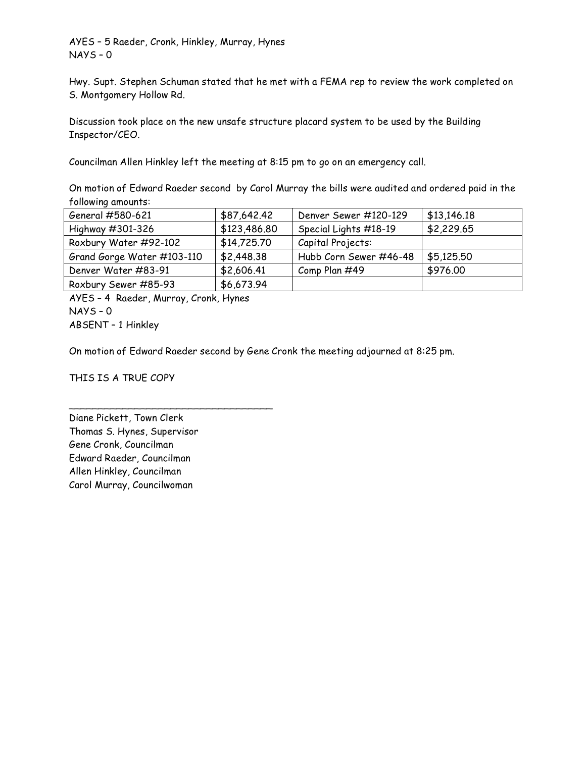AYES – 5 Raeder, Cronk, Hinkley, Murray, Hynes
NAYS – 0

Hwy. Supt. Stephen Schuman stated that he met with a FEMA rep to review the work completed on S. Montgomery Hollow Rd.

Discussion took place on the new unsafe structure placard system to be used by the Building Inspector/CEO.

Councilman Allen Hinkley left the meeting at 8:15 pm to go on an emergency call.

On motion of Edward Raeder second by Carol Murray the bills were audited and ordered paid in the following amounts:

| | | | |
|---|---|---|---|
| General #580-621 | $87,642.42 | Denver Sewer #120-129 | $13,146.18 |
| Highway #301-326 | $123,486.80 | Special Lights #18-19 | $2,229.65 |
| Roxbury Water #92-102 | $14,725.70 | Capital Projects: | |
| Grand Gorge Water #103-110 | $2,448.38 | Hubb Corn Sewer #46-48 | $5,125.50 |
| Denver Water #83-91 | $2,606.41 | Comp Plan #49 | $976.00 |
| Roxbury Sewer #85-93 | $6,673.94 | | |

AYES – 4 Raeder, Murray, Cronk, Hynes
NAYS – 0
ABSENT – 1 Hinkley

On motion of Edward Raeder second by Gene Cronk the meeting adjourned at 8:25 pm.

THIS IS A TRUE COPY

___________________________________

Diane Pickett, Town Clerk
Thomas S. Hynes, Supervisor
Gene Cronk, Councilman
Edward Raeder, Councilman
Allen Hinkley, Councilman
Carol Murray, Councilwoman